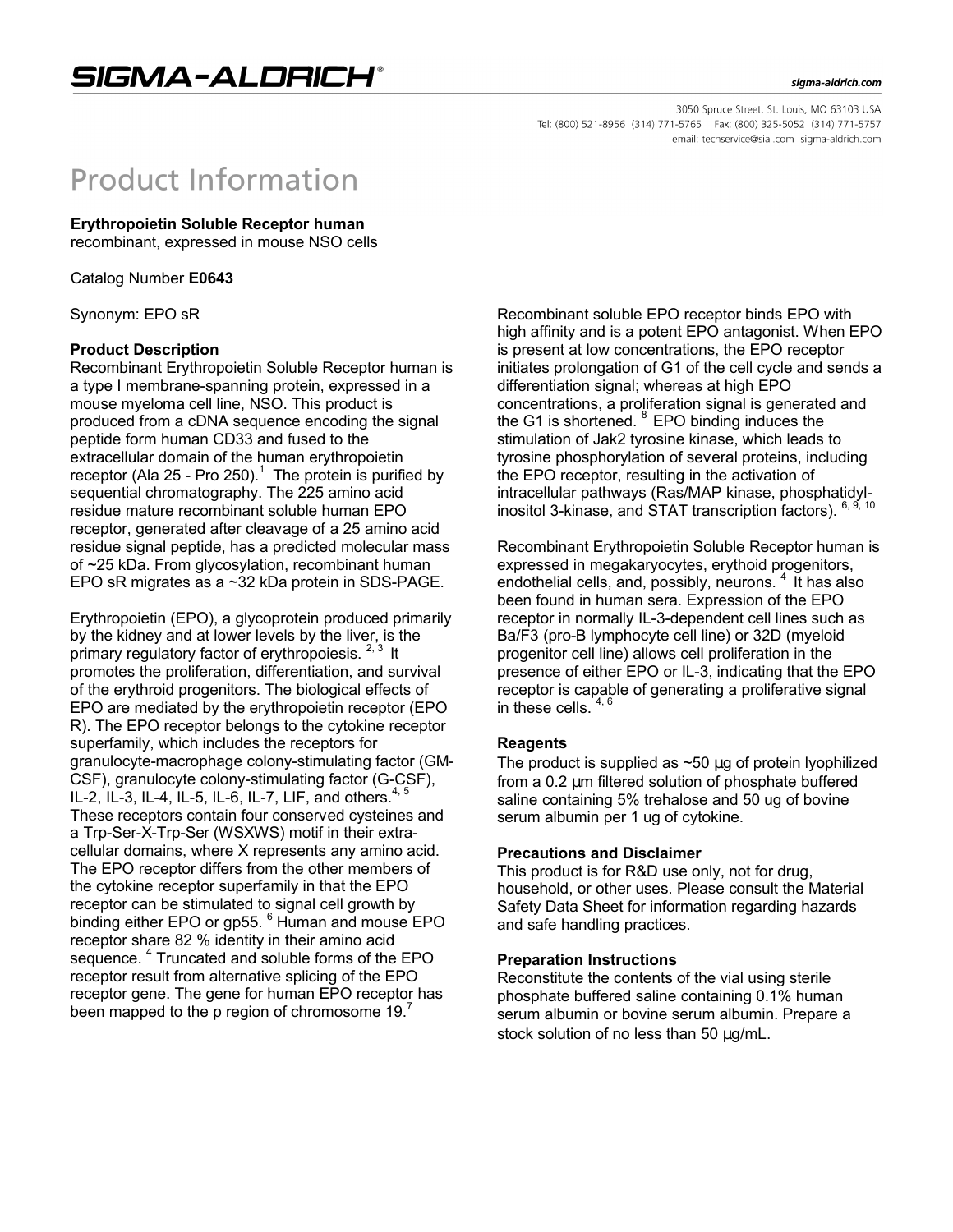# SIGMA-ALDRICH®

sigma-aldrich.com

3050 Spruce Street, St. Louis, MO 63103 USA
Tel: (800) 521-8956 (314) 771-5765 Fax: (800) 325-5052 (314) 771-5757
email: techservice@sial.com sigma-aldrich.com

# Product Information

**Erythropoietin Soluble Receptor human**
recombinant, expressed in mouse NSO cells

Catalog Number **E0643**

Synonym: EPO sR

## Product Description

Recombinant Erythropoietin Soluble Receptor human is a type I membrane-spanning protein, expressed in a mouse myeloma cell line, NSO. This product is produced from a cDNA sequence encoding the signal peptide form human CD33 and fused to the extracellular domain of the human erythropoietin receptor (Ala 25 - Pro 250).[1] The protein is purified by sequential chromatography. The 225 amino acid residue mature recombinant soluble human EPO receptor, generated after cleavage of a 25 amino acid residue signal peptide, has a predicted molecular mass of ~25 kDa. From glycosylation, recombinant human EPO sR migrates as a ~32 kDa protein in SDS-PAGE.

Erythropoietin (EPO), a glycoprotein produced primarily by the kidney and at lower levels by the liver, is the primary regulatory factor of erythropoiesis.[2, 3] It promotes the proliferation, differentiation, and survival of the erythroid progenitors. The biological effects of EPO are mediated by the erythropoietin receptor (EPO R). The EPO receptor belongs to the cytokine receptor superfamily, which includes the receptors for granulocyte-macrophage colony-stimulating factor (GM-CSF), granulocyte colony-stimulating factor (G-CSF), IL-2, IL-3, IL-4, IL-5, IL-6, IL-7, LIF, and others.[4, 5] These receptors contain four conserved cysteines and a Trp-Ser-X-Trp-Ser (WSXWS) motif in their extra-cellular domains, where X represents any amino acid. The EPO receptor differs from the other members of the cytokine receptor superfamily in that the EPO receptor can be stimulated to signal cell growth by binding either EPO or gp55.[6] Human and mouse EPO receptor share 82 % identity in their amino acid sequence.[4] Truncated and soluble forms of the EPO receptor result from alternative splicing of the EPO receptor gene. The gene for human EPO receptor has been mapped to the p region of chromosome 19.[7]

Recombinant soluble EPO receptor binds EPO with high affinity and is a potent EPO antagonist. When EPO is present at low concentrations, the EPO receptor initiates prolongation of G1 of the cell cycle and sends a differentiation signal; whereas at high EPO concentrations, a proliferation signal is generated and the G1 is shortened.[8] EPO binding induces the stimulation of Jak2 tyrosine kinase, which leads to tyrosine phosphorylation of several proteins, including the EPO receptor, resulting in the activation of intracellular pathways (Ras/MAP kinase, phosphatidyl-inositol 3-kinase, and STAT transcription factors).[6, 9, 10]

Recombinant Erythropoietin Soluble Receptor human is expressed in megakaryocytes, erythoid progenitors, endothelial cells, and, possibly, neurons.[4] It has also been found in human sera. Expression of the EPO receptor in normally IL-3-dependent cell lines such as Ba/F3 (pro-B lymphocyte cell line) or 32D (myeloid progenitor cell line) allows cell proliferation in the presence of either EPO or IL-3, indicating that the EPO receptor is capable of generating a proliferative signal in these cells.[4, 6]

## Reagents

The product is supplied as ~50 µg of protein lyophilized from a 0.2 µm filtered solution of phosphate buffered saline containing 5% trehalose and 50 ug of bovine serum albumin per 1 ug of cytokine.

## Precautions and Disclaimer

This product is for R&D use only, not for drug, household, or other uses. Please consult the Material Safety Data Sheet for information regarding hazards and safe handling practices.

## Preparation Instructions

Reconstitute the contents of the vial using sterile phosphate buffered saline containing 0.1% human serum albumin or bovine serum albumin. Prepare a stock solution of no less than 50 µg/mL.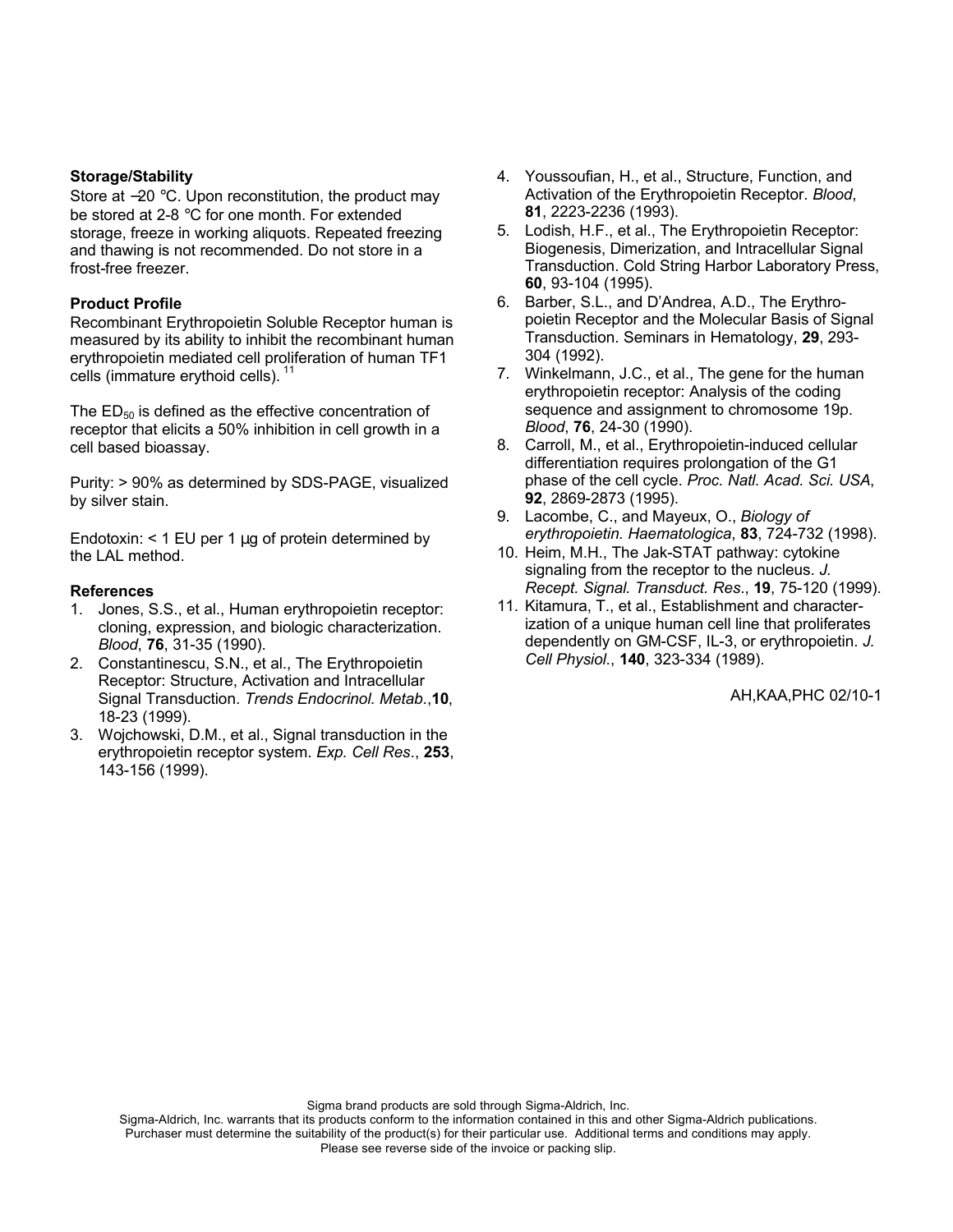**Storage/Stability**

Store at –20 °C. Upon reconstitution, the product may be stored at 2-8 °C for one month. For extended storage, freeze in working aliquots. Repeated freezing and thawing is not recommended. Do not store in a frost-free freezer.

**Product Profile**

Recombinant Erythropoietin Soluble Receptor human is measured by its ability to inhibit the recombinant human erythropoietin mediated cell proliferation of human TF1 cells (immature erythoid cells).[11]

The $ED_{50}$ is defined as the effective concentration of receptor that elicits a 50% inhibition in cell growth in a cell based bioassay.

Purity: > 90% as determined by SDS-PAGE, visualized by silver stain.

Endotoxin: < 1 EU per 1 µg of protein determined by the LAL method.

**References**

1. Jones, S.S., et al., Human erythropoietin receptor: cloning, expression, and biologic characterization. *Blood*, **76**, 31-35 (1990).
2. Constantinescu, S.N., et al., The Erythropoietin Receptor: Structure, Activation and Intracellular Signal Transduction. *Trends Endocrinol. Metab*.,**10**, 18-23 (1999).
3. Wojchowski, D.M., et al., Signal transduction in the erythropoietin receptor system. *Exp. Cell Res*., **253**, 143-156 (1999).
4. Youssoufian, H., et al., Structure, Function, and Activation of the Erythropoietin Receptor. *Blood*, **81**, 2223-2236 (1993).
5. Lodish, H.F., et al., The Erythropoietin Receptor: Biogenesis, Dimerization, and Intracellular Signal Transduction. Cold String Harbor Laboratory Press, **60**, 93-104 (1995).
6. Barber, S.L., and D'Andrea, A.D., The Erythropoietin Receptor and the Molecular Basis of Signal Transduction. Seminars in Hematology, **29**, 293-304 (1992).
7. Winkelmann, J.C., et al., The gene for the human erythropoietin receptor: Analysis of the coding sequence and assignment to chromosome 19p. *Blood*, **76**, 24-30 (1990).
8. Carroll, M., et al., Erythropoietin-induced cellular differentiation requires prolongation of the G1 phase of the cell cycle. *Proc. Natl. Acad. Sci. USA*, **92**, 2869-2873 (1995).
9. Lacombe, C., and Mayeux, O., *Biology of erythropoietin. Haematologica*, **83**, 724-732 (1998).
10. Heim, M.H., The Jak-STAT pathway: cytokine signaling from the receptor to the nucleus. *J. Recept. Signal. Transduct. Res*., **19**, 75-120 (1999).
11. Kitamura, T., et al., Establishment and characterization of a unique human cell line that proliferates dependently on GM-CSF, IL-3, or erythropoietin. *J. Cell Physiol*., **140**, 323-334 (1989).

AH,KAA,PHC 02/10-1

Sigma brand products are sold through Sigma-Aldrich, Inc.
Sigma-Aldrich, Inc. warrants that its products conform to the information contained in this and other Sigma-Aldrich publications. Purchaser must determine the suitability of the product(s) for their particular use. Additional terms and conditions may apply. Please see reverse side of the invoice or packing slip.